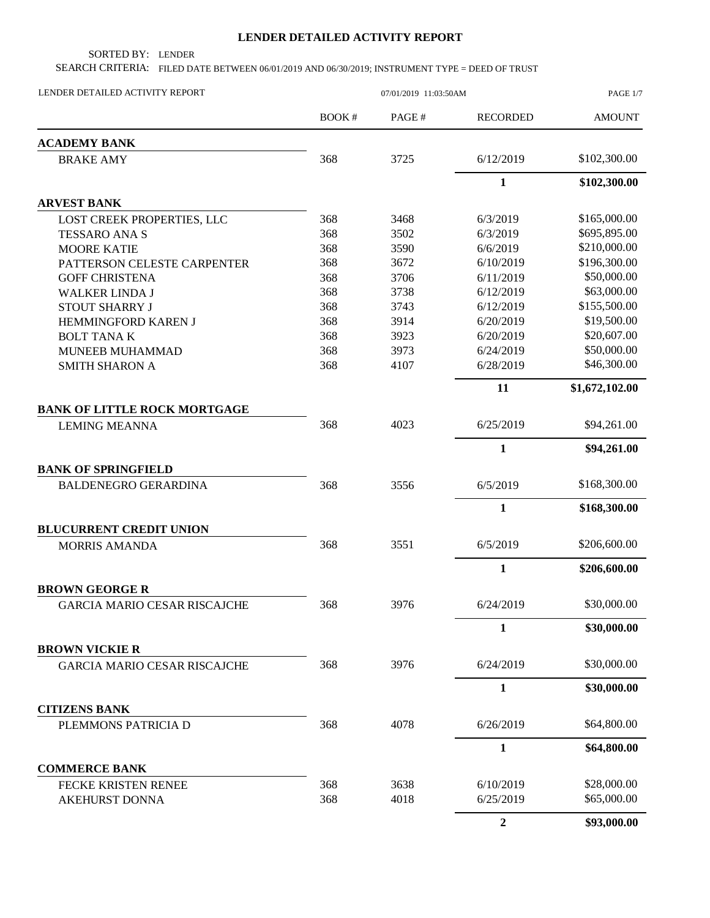# LENDER DETAILED ACTIVITY REPORT

SORTED BY: LENDER

SEARCH CRITERIA: FILED DATE BETWEEN 06/01/2019 AND 06/30/2019; INSTRUMENT TYPE = DEED OF TRUST

LENDER DETAILED ACTIVITY REPORT 07/01/2019 11:03:50AM

| | BOOK # | PAGE # | RECORDED | AMOUNT |
|---|---|---|---|---|
| **ACADEMY BANK** | | | | |
| BRAKE AMY | 368 | 3725 | 6/12/2019 | $102,300.00 |
| | | | **1** | **$102,300.00** |
| **ARVEST BANK** | | | | |
| LOST CREEK PROPERTIES, LLC | 368 | 3468 | 6/3/2019 | $165,000.00 |
| TESSARO ANA S | 368 | 3502 | 6/3/2019 | $695,895.00 |
| MOORE KATIE | 368 | 3590 | 6/6/2019 | $210,000.00 |
| PATTERSON CELESTE CARPENTER | 368 | 3672 | 6/10/2019 | $196,300.00 |
| GOFF CHRISTENA | 368 | 3706 | 6/11/2019 | $50,000.00 |
| WALKER LINDA J | 368 | 3738 | 6/12/2019 | $63,000.00 |
| STOUT SHARRY J | 368 | 3743 | 6/12/2019 | $155,500.00 |
| HEMMINGFORD KAREN J | 368 | 3914 | 6/20/2019 | $19,500.00 |
| BOLT TANA K | 368 | 3923 | 6/20/2019 | $20,607.00 |
| MUNEEB MUHAMMAD | 368 | 3973 | 6/24/2019 | $50,000.00 |
| SMITH SHARON A | 368 | 4107 | 6/28/2019 | $46,300.00 |
| | | | **11** | **$1,672,102.00** |
| **BANK OF LITTLE ROCK MORTGAGE** | | | | |
| LEMING MEANNA | 368 | 4023 | 6/25/2019 | $94,261.00 |
| | | | **1** | **$94,261.00** |
| **BANK OF SPRINGFIELD** | | | | |
| BALDENEGRO GERARDINA | 368 | 3556 | 6/5/2019 | $168,300.00 |
| | | | **1** | **$168,300.00** |
| **BLUCURRENT CREDIT UNION** | | | | |
| MORRIS AMANDA | 368 | 3551 | 6/5/2019 | $206,600.00 |
| | | | **1** | **$206,600.00** |
| **BROWN GEORGE R** | | | | |
| GARCIA MARIO CESAR RISCAJCHE | 368 | 3976 | 6/24/2019 | $30,000.00 |
| | | | **1** | **$30,000.00** |
| **BROWN VICKIE R** | | | | |
| GARCIA MARIO CESAR RISCAJCHE | 368 | 3976 | 6/24/2019 | $30,000.00 |
| | | | **1** | **$30,000.00** |
| **CITIZENS BANK** | | | | |
| PLEMMONS PATRICIA D | 368 | 4078 | 6/26/2019 | $64,800.00 |
| | | | **1** | **$64,800.00** |
| **COMMERCE BANK** | | | | |
| FECKE KRISTEN RENEE | 368 | 3638 | 6/10/2019 | $28,000.00 |
| AKEHURST DONNA | 368 | 4018 | 6/25/2019 | $65,000.00 |
| | | | **2** | **$93,000.00** |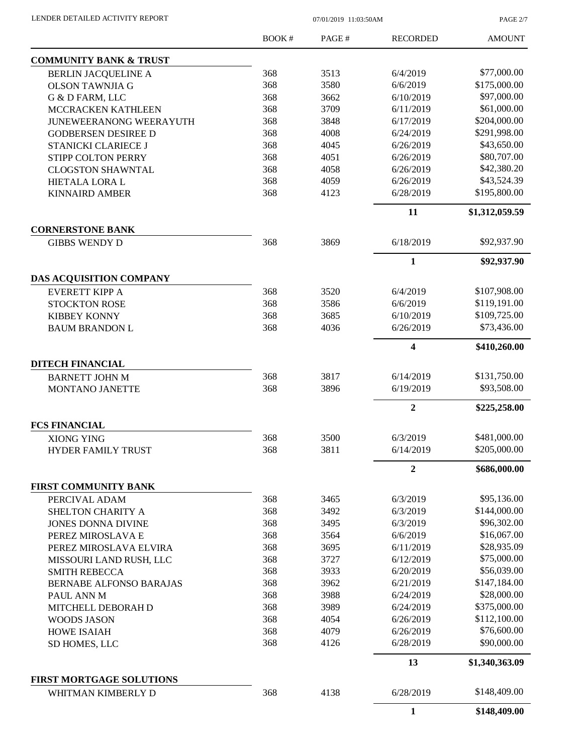| | BOOK # | PAGE # | RECORDED | AMOUNT |
|---|---|---|---|---|
| **COMMUNITY BANK & TRUST** | | | | |
| BERLIN JACQUELINE A | 368 | 3513 | 6/4/2019 | \$77,000.00 |
| OLSON TAWNJIA G | 368 | 3580 | 6/6/2019 | \$175,000.00 |
| G & D FARM, LLC | 368 | 3662 | 6/10/2019 | \$97,000.00 |
| MCCRACKEN KATHLEEN | 368 | 3709 | 6/11/2019 | \$61,000.00 |
| JUNEWEERANONG WEERAYUTH | 368 | 3848 | 6/17/2019 | \$204,000.00 |
| GODBERSEN DESIREE D | 368 | 4008 | 6/24/2019 | \$291,998.00 |
| STANICKI CLARIECE J | 368 | 4045 | 6/26/2019 | \$43,650.00 |
| STIPP COLTON PERRY | 368 | 4051 | 6/26/2019 | \$80,707.00 |
| CLOGSTON SHAWNTAL | 368 | 4058 | 6/26/2019 | \$42,380.20 |
| HIETALA LORA L | 368 | 4059 | 6/26/2019 | \$43,524.39 |
| KINNAIRD AMBER | 368 | 4123 | 6/28/2019 | \$195,800.00 |
| | | | **11** | **\$1,312,059.59** |
| **CORNERSTONE BANK** | | | | |
| GIBBS WENDY D | 368 | 3869 | 6/18/2019 | \$92,937.90 |
| | | | **1** | **\$92,937.90** |
| **DAS ACQUISITION COMPANY** | | | | |
| EVERETT KIPP A | 368 | 3520 | 6/4/2019 | \$107,908.00 |
| STOCKTON ROSE | 368 | 3586 | 6/6/2019 | \$119,191.00 |
| KIBBEY KONNY | 368 | 3685 | 6/10/2019 | \$109,725.00 |
| BAUM BRANDON L | 368 | 4036 | 6/26/2019 | \$73,436.00 |
| | | | **4** | **\$410,260.00** |
| **DITECH FINANCIAL** | | | | |
| BARNETT JOHN M | 368 | 3817 | 6/14/2019 | \$131,750.00 |
| MONTANO JANETTE | 368 | 3896 | 6/19/2019 | \$93,508.00 |
| | | | **2** | **\$225,258.00** |
| **FCS FINANCIAL** | | | | |
| XIONG YING | 368 | 3500 | 6/3/2019 | \$481,000.00 |
| HYDER FAMILY TRUST | 368 | 3811 | 6/14/2019 | \$205,000.00 |
| | | | **2** | **\$686,000.00** |
| **FIRST COMMUNITY BANK** | | | | |
| PERCIVAL ADAM | 368 | 3465 | 6/3/2019 | \$95,136.00 |
| SHELTON CHARITY A | 368 | 3492 | 6/3/2019 | \$144,000.00 |
| JONES DONNA DIVINE | 368 | 3495 | 6/3/2019 | \$96,302.00 |
| PEREZ MIROSLAVA E | 368 | 3564 | 6/6/2019 | \$16,067.00 |
| PEREZ MIROSLAVA ELVIRA | 368 | 3695 | 6/11/2019 | \$28,935.09 |
| MISSOURI LAND RUSH, LLC | 368 | 3727 | 6/12/2019 | \$75,000.00 |
| SMITH REBECCA | 368 | 3933 | 6/20/2019 | \$56,039.00 |
| BERNABE ALFONSO BARAJAS | 368 | 3962 | 6/21/2019 | \$147,184.00 |
| PAUL ANN M | 368 | 3988 | 6/24/2019 | \$28,000.00 |
| MITCHELL DEBORAH D | 368 | 3989 | 6/24/2019 | \$375,000.00 |
| WOODS JASON | 368 | 4054 | 6/26/2019 | \$112,100.00 |
| HOWE ISAIAH | 368 | 4079 | 6/26/2019 | \$76,600.00 |
| SD HOMES, LLC | 368 | 4126 | 6/28/2019 | \$90,000.00 |
| | | | **13** | **\$1,340,363.09** |
| **FIRST MORTGAGE SOLUTIONS** | | | | |
| WHITMAN KIMBERLY D | 368 | 4138 | 6/28/2019 | \$148,409.00 |
| | | | **1** | **\$148,409.00** |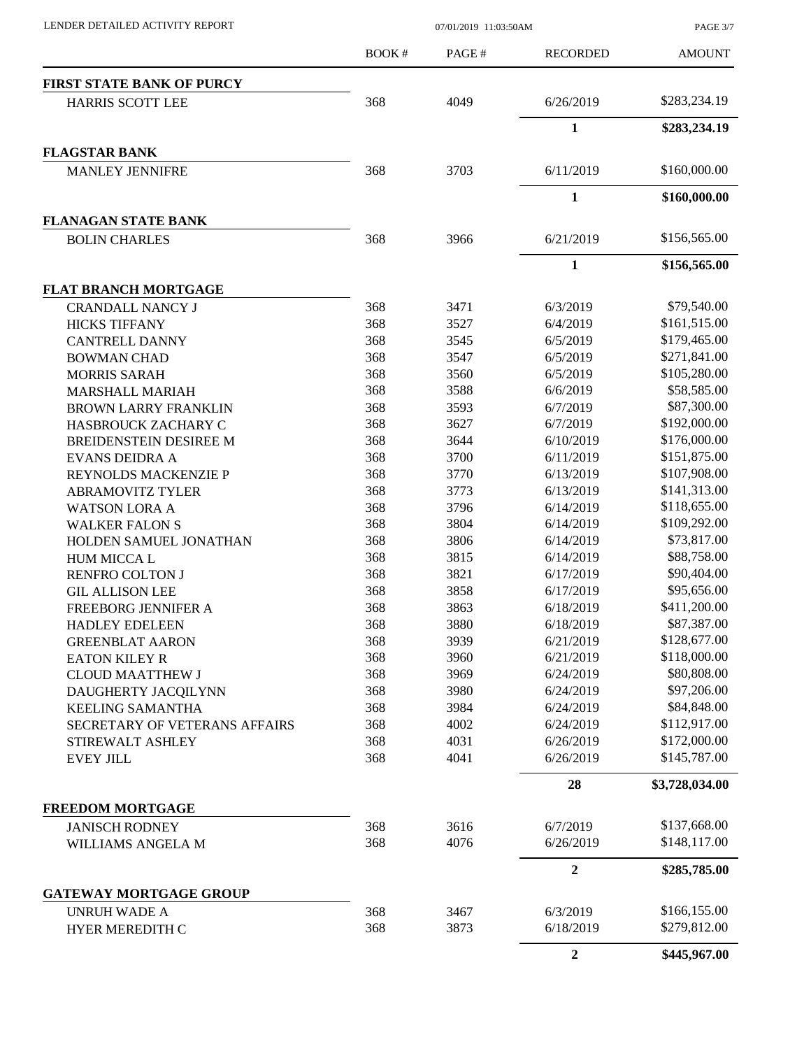| | BOOK # | PAGE # | RECORDED | AMOUNT |
|---|---|---|---|---|
| **FIRST STATE BANK OF PURCY** | | | | |
| HARRIS SCOTT LEE | 368 | 4049 | 6/26/2019 | $283,234.19 |
| | | | **1** | **$283,234.19** |
| **FLAGSTAR BANK** | | | | |
| MANLEY JENNIFRE | 368 | 3703 | 6/11/2019 | $160,000.00 |
| | | | **1** | **$160,000.00** |
| **FLANAGAN STATE BANK** | | | | |
| BOLIN CHARLES | 368 | 3966 | 6/21/2019 | $156,565.00 |
| | | | **1** | **$156,565.00** |
| **FLAT BRANCH MORTGAGE** | | | | |
| CRANDALL NANCY J | 368 | 3471 | 6/3/2019 | $79,540.00 |
| HICKS TIFFANY | 368 | 3527 | 6/4/2019 | $161,515.00 |
| CANTRELL DANNY | 368 | 3545 | 6/5/2019 | $179,465.00 |
| BOWMAN CHAD | 368 | 3547 | 6/5/2019 | $271,841.00 |
| MORRIS SARAH | 368 | 3560 | 6/5/2019 | $105,280.00 |
| MARSHALL MARIAH | 368 | 3588 | 6/6/2019 | $58,585.00 |
| BROWN LARRY FRANKLIN | 368 | 3593 | 6/7/2019 | $87,300.00 |
| HASBROUCK ZACHARY C | 368 | 3627 | 6/7/2019 | $192,000.00 |
| BREIDENSTEIN DESIREE M | 368 | 3644 | 6/10/2019 | $176,000.00 |
| EVANS DEIDRA A | 368 | 3700 | 6/11/2019 | $151,875.00 |
| REYNOLDS MACKENZIE P | 368 | 3770 | 6/13/2019 | $107,908.00 |
| ABRAMOVITZ TYLER | 368 | 3773 | 6/13/2019 | $141,313.00 |
| WATSON LORA A | 368 | 3796 | 6/14/2019 | $118,655.00 |
| WALKER FALON S | 368 | 3804 | 6/14/2019 | $109,292.00 |
| HOLDEN SAMUEL JONATHAN | 368 | 3806 | 6/14/2019 | $73,817.00 |
| HUM MICCA L | 368 | 3815 | 6/14/2019 | $88,758.00 |
| RENFRO COLTON J | 368 | 3821 | 6/17/2019 | $90,404.00 |
| GIL ALLISON LEE | 368 | 3858 | 6/17/2019 | $95,656.00 |
| FREEBORG JENNIFER A | 368 | 3863 | 6/18/2019 | $411,200.00 |
| HADLEY EDELEEN | 368 | 3880 | 6/18/2019 | $87,387.00 |
| GREENBLAT AARON | 368 | 3939 | 6/21/2019 | $128,677.00 |
| EATON KILEY R | 368 | 3960 | 6/21/2019 | $118,000.00 |
| CLOUD MAATTHEW J | 368 | 3969 | 6/24/2019 | $80,808.00 |
| DAUGHERTY JACQILYNN | 368 | 3980 | 6/24/2019 | $97,206.00 |
| KEELING SAMANTHA | 368 | 3984 | 6/24/2019 | $84,848.00 |
| SECRETARY OF VETERANS AFFAIRS | 368 | 4002 | 6/24/2019 | $112,917.00 |
| STIREWALT ASHLEY | 368 | 4031 | 6/26/2019 | $172,000.00 |
| EVEY JILL | 368 | 4041 | 6/26/2019 | $145,787.00 |
| | | | **28** | **$3,728,034.00** |
| **FREEDOM MORTGAGE** | | | | |
| JANISCH RODNEY | 368 | 3616 | 6/7/2019 | $137,668.00 |
| WILLIAMS ANGELA M | 368 | 4076 | 6/26/2019 | $148,117.00 |
| | | | **2** | **$285,785.00** |
| **GATEWAY MORTGAGE GROUP** | | | | |
| UNRUH WADE A | 368 | 3467 | 6/3/2019 | $166,155.00 |
| HYER MEREDITH C | 368 | 3873 | 6/18/2019 | $279,812.00 |
| | | | **2** | **$445,967.00** |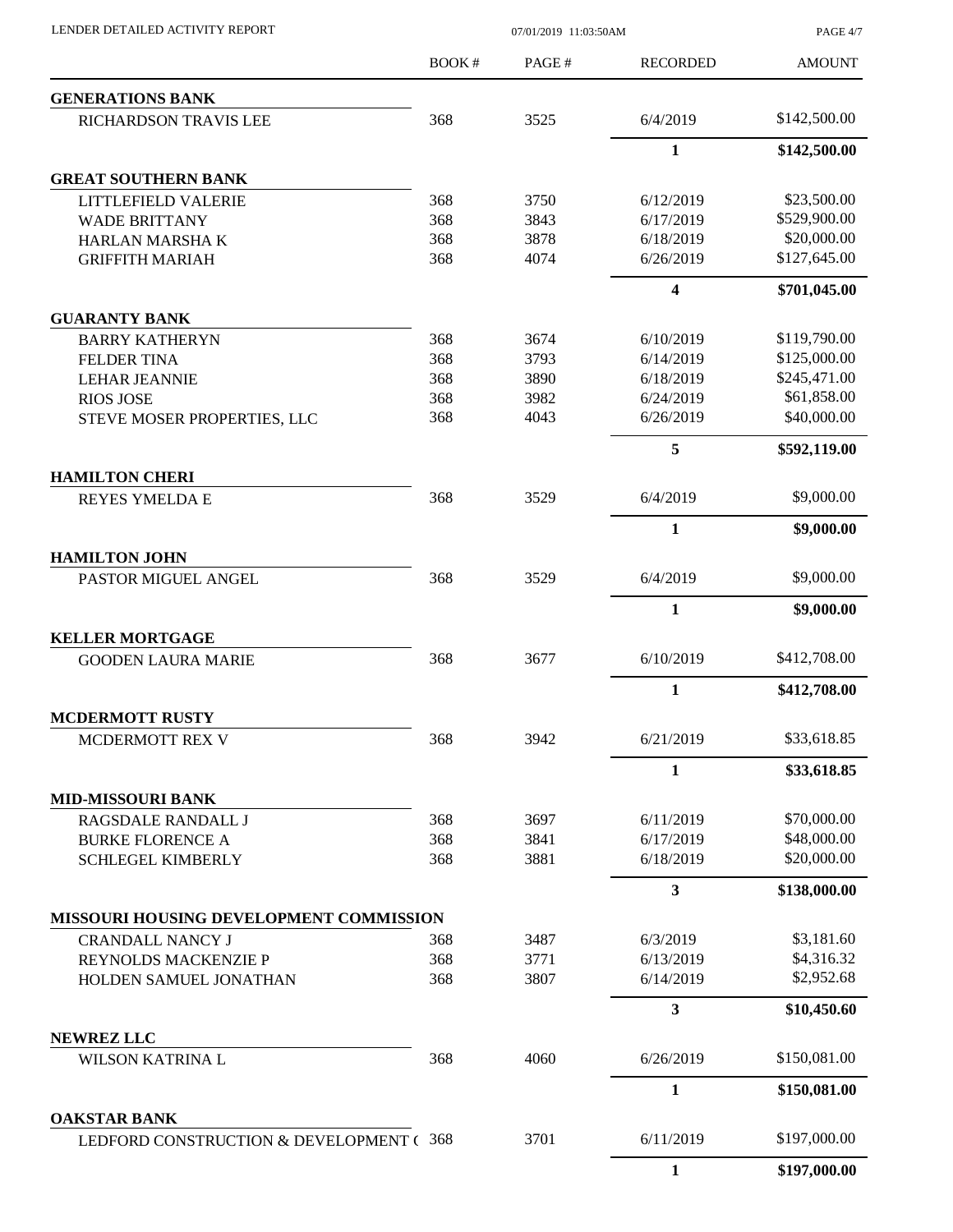| | BOOK # | PAGE # | RECORDED | AMOUNT |
|---|---|---|---|---|
| **GENERATIONS BANK** | | | | |
| RICHARDSON TRAVIS LEE | 368 | 3525 | 6/4/2019 | $142,500.00 |
| | | | **1** | **$142,500.00** |
| **GREAT SOUTHERN BANK** | | | | |
| LITTLEFIELD VALERIE | 368 | 3750 | 6/12/2019 | $23,500.00 |
| WADE BRITTANY | 368 | 3843 | 6/17/2019 | $529,900.00 |
| HARLAN MARSHA K | 368 | 3878 | 6/18/2019 | $20,000.00 |
| GRIFFITH MARIAH | 368 | 4074 | 6/26/2019 | $127,645.00 |
| | | | **4** | **$701,045.00** |
| **GUARANTY BANK** | | | | |
| BARRY KATHERYN | 368 | 3674 | 6/10/2019 | $119,790.00 |
| FELDER TINA | 368 | 3793 | 6/14/2019 | $125,000.00 |
| LEHAR JEANNIE | 368 | 3890 | 6/18/2019 | $245,471.00 |
| RIOS JOSE | 368 | 3982 | 6/24/2019 | $61,858.00 |
| STEVE MOSER PROPERTIES, LLC | 368 | 4043 | 6/26/2019 | $40,000.00 |
| | | | **5** | **$592,119.00** |
| **HAMILTON CHERI** | | | | |
| REYES YMELDA E | 368 | 3529 | 6/4/2019 | $9,000.00 |
| | | | **1** | **$9,000.00** |
| **HAMILTON JOHN** | | | | |
| PASTOR MIGUEL ANGEL | 368 | 3529 | 6/4/2019 | $9,000.00 |
| | | | **1** | **$9,000.00** |
| **KELLER MORTGAGE** | | | | |
| GOODEN LAURA MARIE | 368 | 3677 | 6/10/2019 | $412,708.00 |
| | | | **1** | **$412,708.00** |
| **MCDERMOTT RUSTY** | | | | |
| MCDERMOTT REX V | 368 | 3942 | 6/21/2019 | $33,618.85 |
| | | | **1** | **$33,618.85** |
| **MID-MISSOURI BANK** | | | | |
| RAGSDALE RANDALL J | 368 | 3697 | 6/11/2019 | $70,000.00 |
| BURKE FLORENCE A | 368 | 3841 | 6/17/2019 | $48,000.00 |
| SCHLEGEL KIMBERLY | 368 | 3881 | 6/18/2019 | $20,000.00 |
| | | | **3** | **$138,000.00** |
| **MISSOURI HOUSING DEVELOPMENT COMMISSION** | | | | |
| CRANDALL NANCY J | 368 | 3487 | 6/3/2019 | $3,181.60 |
| REYNOLDS MACKENZIE P | 368 | 3771 | 6/13/2019 | $4,316.32 |
| HOLDEN SAMUEL JONATHAN | 368 | 3807 | 6/14/2019 | $2,952.68 |
| | | | **3** | **$10,450.60** |
| **NEWREZ LLC** | | | | |
| WILSON KATRINA L | 368 | 4060 | 6/26/2019 | $150,081.00 |
| | | | **1** | **$150,081.00** |
| **OAKSTAR BANK** | | | | |
| LEDFORD CONSTRUCTION & DEVELOPMENT ( | 368 | 3701 | 6/11/2019 | $197,000.00 |
| | | | **1** | **$197,000.00** |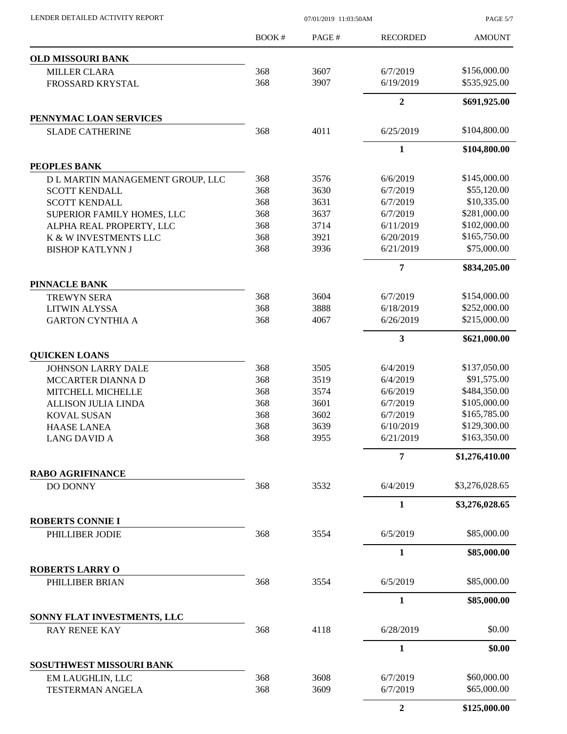LENDER DETAILED ACTIVITY REPORT — 07/01/2019 11:03:50AM

| | BOOK # | PAGE # | RECORDED | AMOUNT |
|---|---|---|---|---|
| **OLD MISSOURI BANK** | | | | |
| MILLER CLARA | 368 | 3607 | 6/7/2019 | $156,000.00 |
| FROSSARD KRYSTAL | 368 | 3907 | 6/19/2019 | $535,925.00 |
| | | | **2** | **$691,925.00** |
| **PENNYMAC LOAN SERVICES** | | | | |
| SLADE CATHERINE | 368 | 4011 | 6/25/2019 | $104,800.00 |
| | | | **1** | **$104,800.00** |
| **PEOPLES BANK** | | | | |
| D L MARTIN MANAGEMENT GROUP, LLC | 368 | 3576 | 6/6/2019 | $145,000.00 |
| SCOTT KENDALL | 368 | 3630 | 6/7/2019 | $55,120.00 |
| SCOTT KENDALL | 368 | 3631 | 6/7/2019 | $10,335.00 |
| SUPERIOR FAMILY HOMES, LLC | 368 | 3637 | 6/7/2019 | $281,000.00 |
| ALPHA REAL PROPERTY, LLC | 368 | 3714 | 6/11/2019 | $102,000.00 |
| K & W INVESTMENTS LLC | 368 | 3921 | 6/20/2019 | $165,750.00 |
| BISHOP KATLYNN J | 368 | 3936 | 6/21/2019 | $75,000.00 |
| | | | **7** | **$834,205.00** |
| **PINNACLE BANK** | | | | |
| TREWYN SERA | 368 | 3604 | 6/7/2019 | $154,000.00 |
| LITWIN ALYSSA | 368 | 3888 | 6/18/2019 | $252,000.00 |
| GARTON CYNTHIA A | 368 | 4067 | 6/26/2019 | $215,000.00 |
| | | | **3** | **$621,000.00** |
| **QUICKEN LOANS** | | | | |
| JOHNSON LARRY DALE | 368 | 3505 | 6/4/2019 | $137,050.00 |
| MCCARTER DIANNA D | 368 | 3519 | 6/4/2019 | $91,575.00 |
| MITCHELL MICHELLE | 368 | 3574 | 6/6/2019 | $484,350.00 |
| ALLISON JULIA LINDA | 368 | 3601 | 6/7/2019 | $105,000.00 |
| KOVAL SUSAN | 368 | 3602 | 6/7/2019 | $165,785.00 |
| HAASE LANEA | 368 | 3639 | 6/10/2019 | $129,300.00 |
| LANG DAVID A | 368 | 3955 | 6/21/2019 | $163,350.00 |
| | | | **7** | **$1,276,410.00** |
| **RABO AGRIFINANCE** | | | | |
| DO DONNY | 368 | 3532 | 6/4/2019 | $3,276,028.65 |
| | | | **1** | **$3,276,028.65** |
| **ROBERTS CONNIE I** | | | | |
| PHILLIBER JODIE | 368 | 3554 | 6/5/2019 | $85,000.00 |
| | | | **1** | **$85,000.00** |
| **ROBERTS LARRY O** | | | | |
| PHILLIBER BRIAN | 368 | 3554 | 6/5/2019 | $85,000.00 |
| | | | **1** | **$85,000.00** |
| **SONNY FLAT INVESTMENTS, LLC** | | | | |
| RAY RENEE KAY | 368 | 4118 | 6/28/2019 | $0.00 |
| | | | **1** | **$0.00** |
| **SOSUTHWEST MISSOURI BANK** | | | | |
| EM LAUGHLIN, LLC | 368 | 3608 | 6/7/2019 | $60,000.00 |
| TESTERMAN ANGELA | 368 | 3609 | 6/7/2019 | $65,000.00 |
| | | | **2** | **$125,000.00** |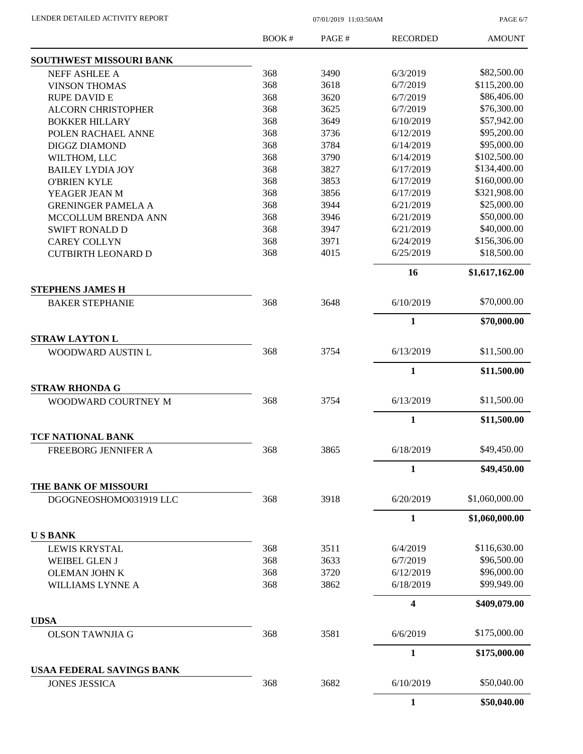LENDER DETAILED ACTIVITY REPORT 07/01/2019 11:03:50AM

| | BOOK # | PAGE # | RECORDED | AMOUNT |
|---|---|---|---|---|
| **SOUTHWEST MISSOURI BANK** | | | | |
| NEFF ASHLEE A | 368 | 3490 | 6/3/2019 | $82,500.00 |
| VINSON THOMAS | 368 | 3618 | 6/7/2019 | $115,200.00 |
| RUPE DAVID E | 368 | 3620 | 6/7/2019 | $86,406.00 |
| ALCORN CHRISTOPHER | 368 | 3625 | 6/7/2019 | $76,300.00 |
| BOKKER HILLARY | 368 | 3649 | 6/10/2019 | $57,942.00 |
| POLEN RACHAEL ANNE | 368 | 3736 | 6/12/2019 | $95,200.00 |
| DIGGZ DIAMOND | 368 | 3784 | 6/14/2019 | $95,000.00 |
| WILTHOM, LLC | 368 | 3790 | 6/14/2019 | $102,500.00 |
| BAILEY LYDIA JOY | 368 | 3827 | 6/17/2019 | $134,400.00 |
| O'BRIEN KYLE | 368 | 3853 | 6/17/2019 | $160,000.00 |
| YEAGER JEAN M | 368 | 3856 | 6/17/2019 | $321,908.00 |
| GRENINGER PAMELA A | 368 | 3944 | 6/21/2019 | $25,000.00 |
| MCCOLLUM BRENDA ANN | 368 | 3946 | 6/21/2019 | $50,000.00 |
| SWIFT RONALD D | 368 | 3947 | 6/21/2019 | $40,000.00 |
| CAREY COLLYN | 368 | 3971 | 6/24/2019 | $156,306.00 |
| CUTBIRTH LEONARD D | 368 | 4015 | 6/25/2019 | $18,500.00 |
| | | | **16** | **$1,617,162.00** |
| **STEPHENS JAMES H** | | | | |
| BAKER STEPHANIE | 368 | 3648 | 6/10/2019 | $70,000.00 |
| | | | **1** | **$70,000.00** |
| **STRAW LAYTON L** | | | | |
| WOODWARD AUSTIN L | 368 | 3754 | 6/13/2019 | $11,500.00 |
| | | | **1** | **$11,500.00** |
| **STRAW RHONDA G** | | | | |
| WOODWARD COURTNEY M | 368 | 3754 | 6/13/2019 | $11,500.00 |
| | | | **1** | **$11,500.00** |
| **TCF NATIONAL BANK** | | | | |
| FREEBORG JENNIFER A | 368 | 3865 | 6/18/2019 | $49,450.00 |
| | | | **1** | **$49,450.00** |
| **THE BANK OF MISSOURI** | | | | |
| DGOGNEOSHOMO031919 LLC | 368 | 3918 | 6/20/2019 | $1,060,000.00 |
| | | | **1** | **$1,060,000.00** |
| **U S BANK** | | | | |
| LEWIS KRYSTAL | 368 | 3511 | 6/4/2019 | $116,630.00 |
| WEIBEL GLEN J | 368 | 3633 | 6/7/2019 | $96,500.00 |
| OLEMAN JOHN K | 368 | 3720 | 6/12/2019 | $96,000.00 |
| WILLIAMS LYNNE A | 368 | 3862 | 6/18/2019 | $99,949.00 |
| | | | **4** | **$409,079.00** |
| **UDSA** | | | | |
| OLSON TAWNJIA G | 368 | 3581 | 6/6/2019 | $175,000.00 |
| | | | **1** | **$175,000.00** |
| **USAA FEDERAL SAVINGS BANK** | | | | |
| JONES JESSICA | 368 | 3682 | 6/10/2019 | $50,040.00 |
| | | | **1** | **$50,040.00** |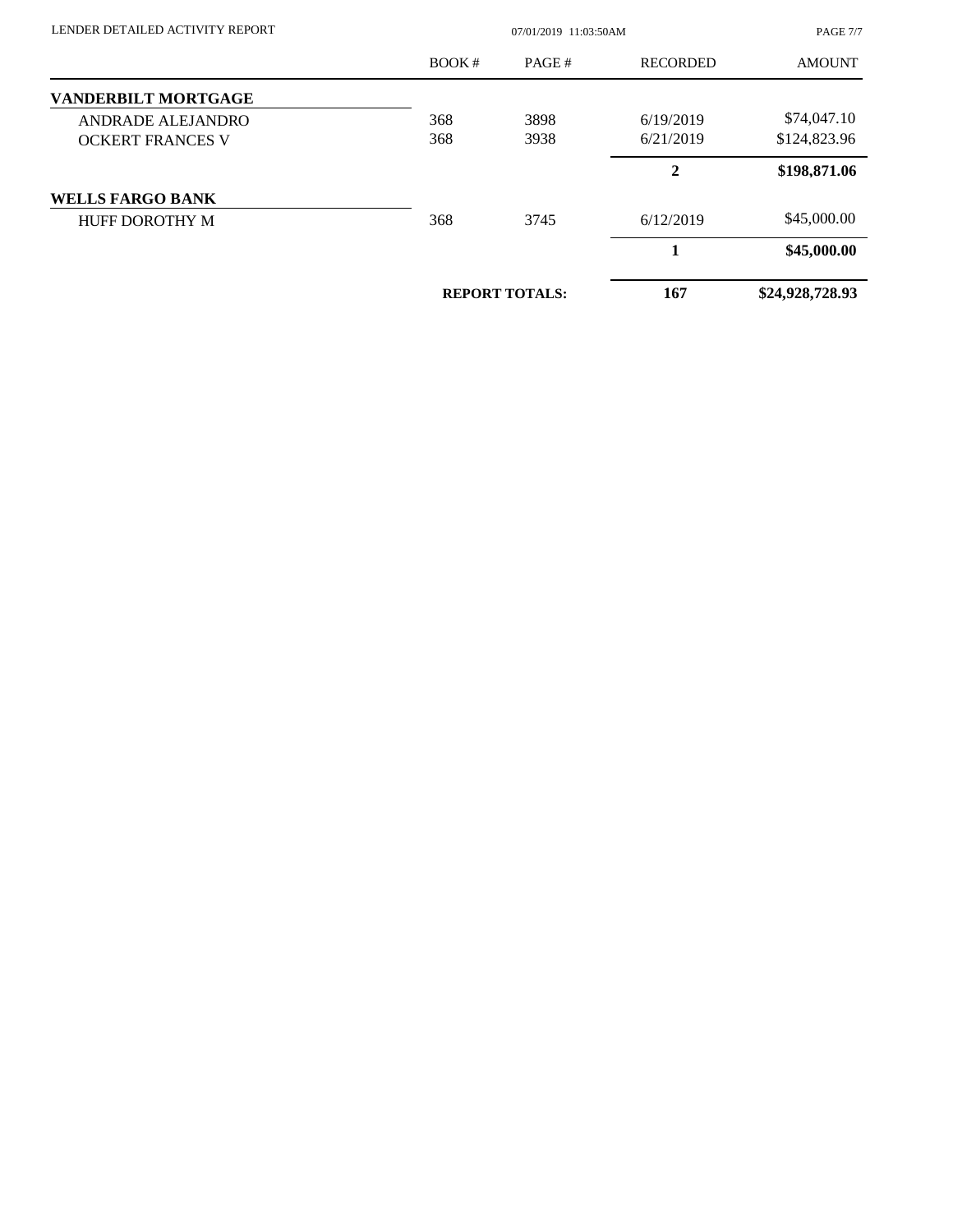| | BOOK # | PAGE # | RECORDED | AMOUNT |
|---|---|---|---|---|
| **VANDERBILT MORTGAGE** | | | | |
| ANDRADE ALEJANDRO | 368 | 3898 | 6/19/2019 | $74,047.10 |
| OCKERT FRANCES V | 368 | 3938 | 6/21/2019 | $124,823.96 |
| | | | **2** | **$198,871.06** |
| **WELLS FARGO BANK** | | | | |
| HUFF DOROTHY M | 368 | 3745 | 6/12/2019 | $45,000.00 |
| | | | **1** | **$45,000.00** |
| | **REPORT TOTALS:** | | **167** | **$24,928,728.93** |